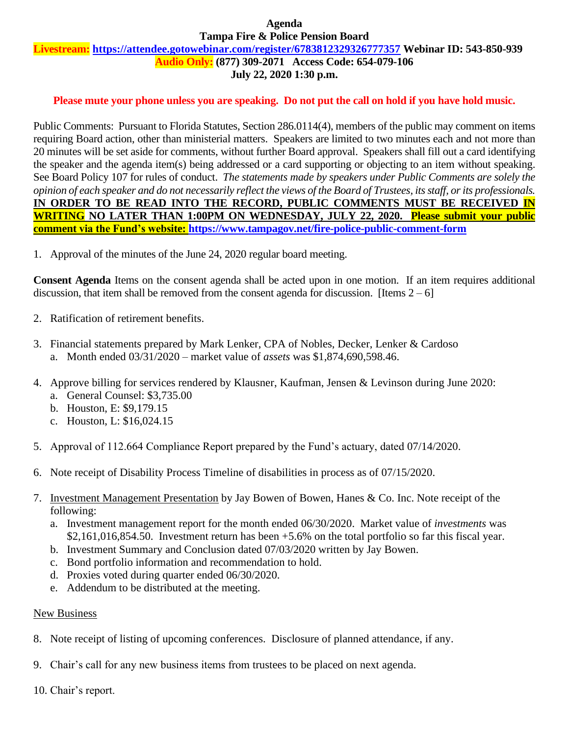**Agenda**

**Tampa Fire & Police Pension Board**

**Livestream: https://attendee.gotowebinar.com/register/6783812329326777357 Webinar ID: 543-850-939**

**Audio Only: (877) 309-2071 Access Code: 654-079-106**

**July 22, 2020 1:30 p.m.**

**Please mute your phone unless you are speaking. Do not put the call on hold if you have hold music.**

Public Comments: Pursuant to Florida Statutes, Section 286.0114(4), members of the public may comment on items requiring Board action, other than ministerial matters. Speakers are limited to two minutes each and not more than 20 minutes will be set aside for comments, without further Board approval. Speakers shall fill out a card identifying the speaker and the agenda item(s) being addressed or a card supporting or objecting to an item without speaking. See Board Policy 107 for rules of conduct. *The statements made by speakers under Public Comments are solely the opinion of each speaker and do not necessarily reflect the views of the Board of Trustees, its staff, or its professionals.* **IN ORDER TO BE READ INTO THE RECORD, PUBLIC COMMENTS MUST BE RECEIVED IN WRITING NO LATER THAN 1:00PM ON WEDNESDAY, JULY 22, 2020. Please submit your public comment via the Fund's website: https://www.tampagov.net/fire-police-public-comment-form**

1. Approval of the minutes of the June 24, 2020 regular board meeting.

**Consent Agenda** Items on the consent agenda shall be acted upon in one motion. If an item requires additional discussion, that item shall be removed from the consent agenda for discussion. [Items 2 – 6]

2. Ratification of retirement benefits.

3. Financial statements prepared by Mark Lenker, CPA of Nobles, Decker, Lenker & Cardoso
   a. Month ended 03/31/2020 – market value of *assets* was $1,874,690,598.46.

4. Approve billing for services rendered by Klausner, Kaufman, Jensen & Levinson during June 2020:
   a. General Counsel: $3,735.00
   b. Houston, E: $9,179.15
   c. Houston, L: $16,024.15

5. Approval of 112.664 Compliance Report prepared by the Fund's actuary, dated 07/14/2020.

6. Note receipt of Disability Process Timeline of disabilities in process as of 07/15/2020.

7. Investment Management Presentation by Jay Bowen of Bowen, Hanes & Co. Inc. Note receipt of the following:
   a. Investment management report for the month ended 06/30/2020. Market value of *investments* was $2,161,016,854.50. Investment return has been +5.6% on the total portfolio so far this fiscal year.
   b. Investment Summary and Conclusion dated 07/03/2020 written by Jay Bowen.
   c. Bond portfolio information and recommendation to hold.
   d. Proxies voted during quarter ended 06/30/2020.
   e. Addendum to be distributed at the meeting.

New Business

8. Note receipt of listing of upcoming conferences. Disclosure of planned attendance, if any.

9. Chair's call for any new business items from trustees to be placed on next agenda.

10. Chair's report.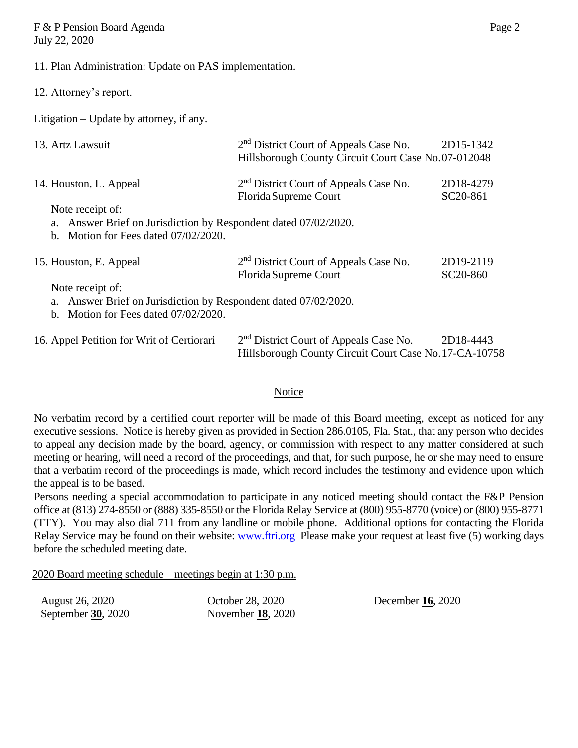11. Plan Administration: Update on PAS implementation.

12. Attorney's report.

Litigation – Update by attorney, if any.

| | | |
|---|---|---|
| 13. Artz Lawsuit | 2nd District Court of Appeals Case No. | 2D15-1342 |
| | Hillsborough County Circuit Court Case No. | 07-012048 |
| 14. Houston, L. Appeal | 2nd District Court of Appeals Case No. | 2D18-4279 |
| | Florida Supreme Court | SC20-861 |

Note receipt of:

a. Answer Brief on Jurisdiction by Respondent dated 07/02/2020.
b. Motion for Fees dated 07/02/2020.

| | | |
|---|---|---|
| 15. Houston, E. Appeal | 2nd District Court of Appeals Case No. | 2D19-2119 |
| | Florida Supreme Court | SC20-860 |

Note receipt of:

a. Answer Brief on Jurisdiction by Respondent dated 07/02/2020.
b. Motion for Fees dated 07/02/2020.

| | | |
|---|---|---|
| 16. Appel Petition for Writ of Certiorari | 2nd District Court of Appeals Case No. | 2D18-4443 |
| | Hillsborough County Circuit Court Case No. | 17-CA-10758 |

## Notice

No verbatim record by a certified court reporter will be made of this Board meeting, except as noticed for any executive sessions. Notice is hereby given as provided in Section 286.0105, Fla. Stat., that any person who decides to appeal any decision made by the board, agency, or commission with respect to any matter considered at such meeting or hearing, will need a record of the proceedings, and that, for such purpose, he or she may need to ensure that a verbatim record of the proceedings is made, which record includes the testimony and evidence upon which the appeal is to be based.

Persons needing a special accommodation to participate in any noticed meeting should contact the F&P Pension office at (813) 274-8550 or (888) 335-8550 or the Florida Relay Service at (800) 955-8770 (voice) or (800) 955-8771 (TTY). You may also dial 711 from any landline or mobile phone. Additional options for contacting the Florida Relay Service may be found on their website: www.ftri.org Please make your request at least five (5) working days before the scheduled meeting date.

2020 Board meeting schedule – meetings begin at 1:30 p.m.

| | | |
|---|---|---|
| August 26, 2020 | October 28, 2020 | December **16**, 2020 |
| September **30**, 2020 | November **18**, 2020 | |